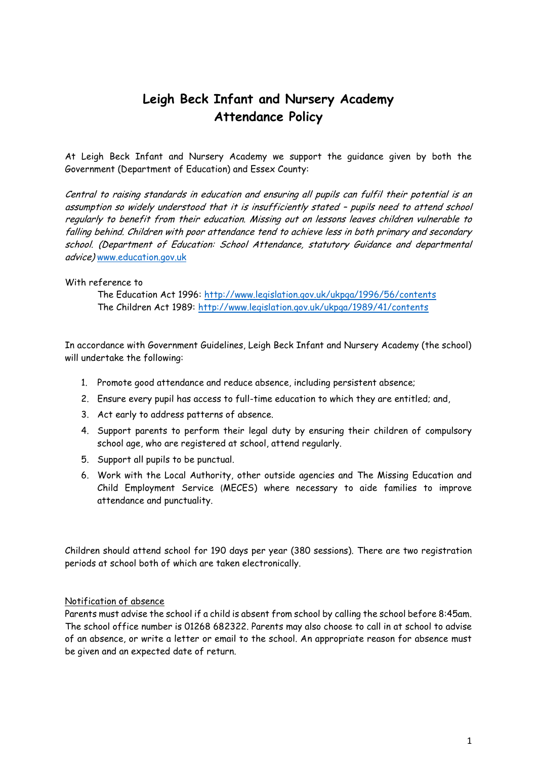# Leigh Beck Infant and Nursery Academy
# Attendance Policy

At Leigh Beck Infant and Nursery Academy we support the guidance given by both the Government (Department of Education) and Essex County:

*Central to raising standards in education and ensuring all pupils can fulfil their potential is an assumption so widely understood that it is insufficiently stated – pupils need to attend school regularly to benefit from their education. Missing out on lessons leaves children vulnerable to falling behind. Children with poor attendance tend to achieve less in both primary and secondary school. (Department of Education: School Attendance, statutory Guidance and departmental advice)* www.education.gov.uk

With reference to

> The Education Act 1996: http://www.legislation.gov.uk/ukpga/1996/56/contents
> The Children Act 1989: http://www.legislation.gov.uk/ukpga/1989/41/contents

In accordance with Government Guidelines, Leigh Beck Infant and Nursery Academy (the school) will undertake the following:

1. Promote good attendance and reduce absence, including persistent absence;
2. Ensure every pupil has access to full-time education to which they are entitled; and,
3. Act early to address patterns of absence.
4. Support parents to perform their legal duty by ensuring their children of compulsory school age, who are registered at school, attend regularly.
5. Support all pupils to be punctual.
6. Work with the Local Authority, other outside agencies and The Missing Education and Child Employment Service (MECES) where necessary to aide families to improve attendance and punctuality.

Children should attend school for 190 days per year (380 sessions). There are two registration periods at school both of which are taken electronically.

<u>Notification of absence</u>

Parents must advise the school if a child is absent from school by calling the school before 8:45am. The school office number is 01268 682322. Parents may also choose to call in at school to advise of an absence, or write a letter or email to the school. An appropriate reason for absence must be given and an expected date of return.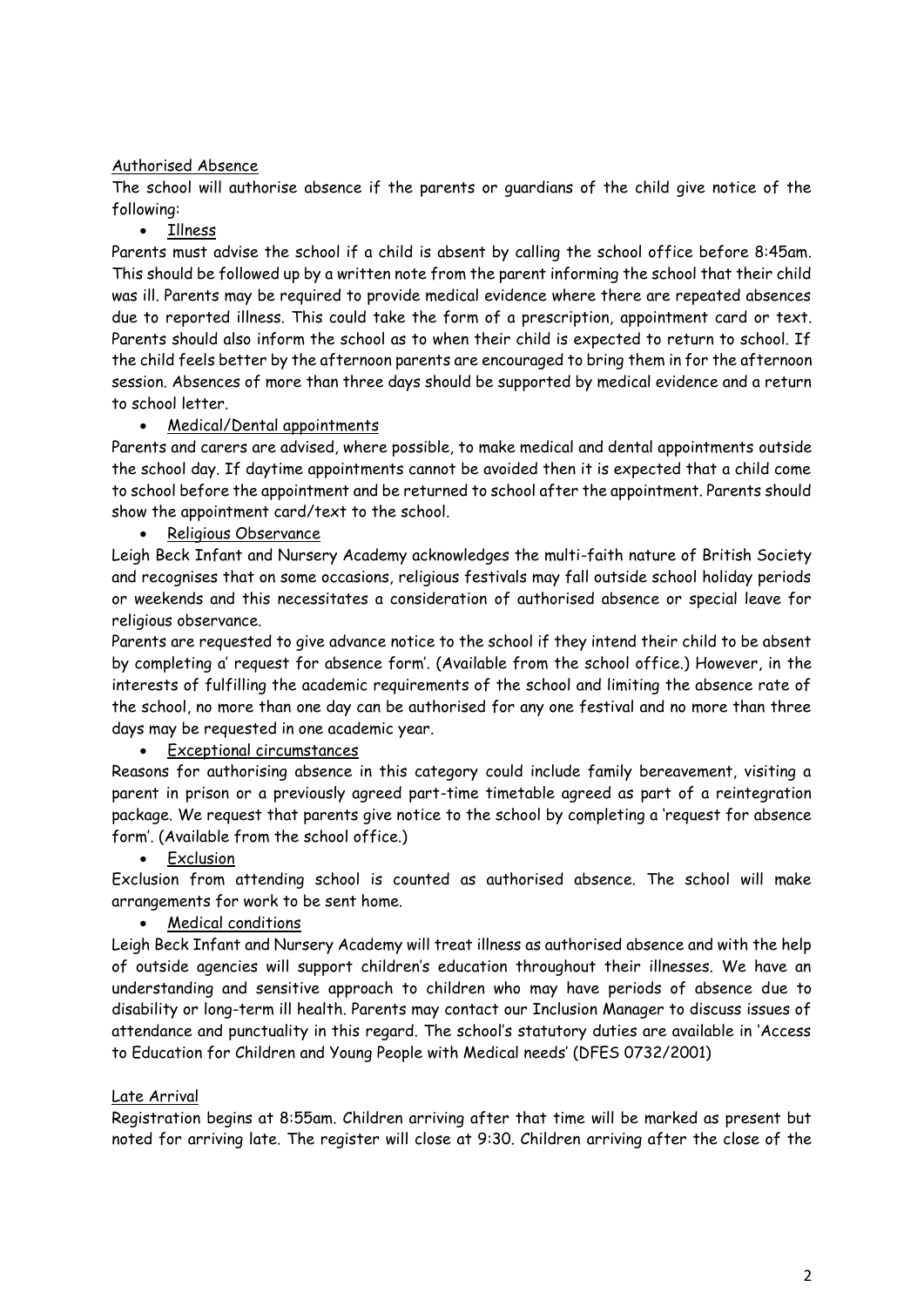<u>Authorised Absence</u>

The school will authorise absence if the parents or guardians of the child give notice of the following:

- <u>Illness</u>

Parents must advise the school if a child is absent by calling the school office before 8:45am. This should be followed up by a written note from the parent informing the school that their child was ill. Parents may be required to provide medical evidence where there are repeated absences due to reported illness. This could take the form of a prescription, appointment card or text. Parents should also inform the school as to when their child is expected to return to school. If the child feels better by the afternoon parents are encouraged to bring them in for the afternoon session. Absences of more than three days should be supported by medical evidence and a return to school letter.

- <u>Medical/Dental appointments</u>

Parents and carers are advised, where possible, to make medical and dental appointments outside the school day. If daytime appointments cannot be avoided then it is expected that a child come to school before the appointment and be returned to school after the appointment. Parents should show the appointment card/text to the school.

- <u>Religious Observance</u>

Leigh Beck Infant and Nursery Academy acknowledges the multi-faith nature of British Society and recognises that on some occasions, religious festivals may fall outside school holiday periods or weekends and this necessitates a consideration of authorised absence or special leave for religious observance.

Parents are requested to give advance notice to the school if they intend their child to be absent by completing a' request for absence form'. (Available from the school office.) However, in the interests of fulfilling the academic requirements of the school and limiting the absence rate of the school, no more than one day can be authorised for any one festival and no more than three days may be requested in one academic year.

- <u>Exceptional circumstances</u>

Reasons for authorising absence in this category could include family bereavement, visiting a parent in prison or a previously agreed part-time timetable agreed as part of a reintegration package. We request that parents give notice to the school by completing a 'request for absence form'. (Available from the school office.)

- <u>Exclusion</u>

Exclusion from attending school is counted as authorised absence. The school will make arrangements for work to be sent home.

- <u>Medical conditions</u>

Leigh Beck Infant and Nursery Academy will treat illness as authorised absence and with the help of outside agencies will support children's education throughout their illnesses. We have an understanding and sensitive approach to children who may have periods of absence due to disability or long-term ill health. Parents may contact our Inclusion Manager to discuss issues of attendance and punctuality in this regard. The school's statutory duties are available in 'Access to Education for Children and Young People with Medical needs' (DFES 0732/2001)

<u>Late Arrival</u>

Registration begins at 8:55am. Children arriving after that time will be marked as present but noted for arriving late. The register will close at 9:30. Children arriving after the close of the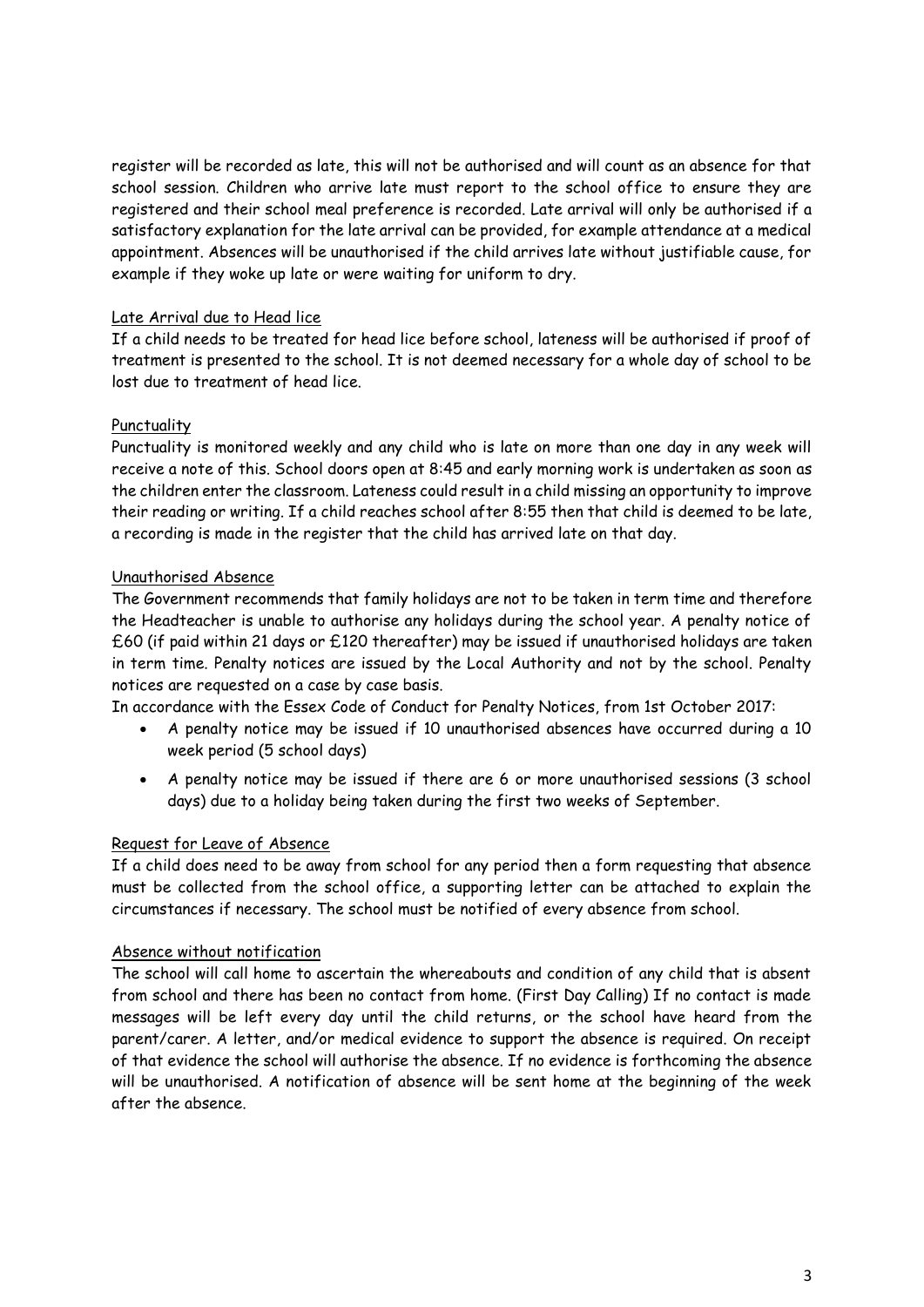register will be recorded as late, this will not be authorised and will count as an absence for that school session. Children who arrive late must report to the school office to ensure they are registered and their school meal preference is recorded. Late arrival will only be authorised if a satisfactory explanation for the late arrival can be provided, for example attendance at a medical appointment. Absences will be unauthorised if the child arrives late without justifiable cause, for example if they woke up late or were waiting for uniform to dry.

### Late Arrival due to Head lice

If a child needs to be treated for head lice before school, lateness will be authorised if proof of treatment is presented to the school. It is not deemed necessary for a whole day of school to be lost due to treatment of head lice.

### Punctuality

Punctuality is monitored weekly and any child who is late on more than one day in any week will receive a note of this. School doors open at 8:45 and early morning work is undertaken as soon as the children enter the classroom. Lateness could result in a child missing an opportunity to improve their reading or writing. If a child reaches school after 8:55 then that child is deemed to be late, a recording is made in the register that the child has arrived late on that day.

### Unauthorised Absence

The Government recommends that family holidays are not to be taken in term time and therefore the Headteacher is unable to authorise any holidays during the school year. A penalty notice of £60 (if paid within 21 days or £120 thereafter) may be issued if unauthorised holidays are taken in term time. Penalty notices are issued by the Local Authority and not by the school. Penalty notices are requested on a case by case basis.

In accordance with the Essex Code of Conduct for Penalty Notices, from 1st October 2017:

- A penalty notice may be issued if 10 unauthorised absences have occurred during a 10 week period (5 school days)
- A penalty notice may be issued if there are 6 or more unauthorised sessions (3 school days) due to a holiday being taken during the first two weeks of September.

### Request for Leave of Absence

If a child does need to be away from school for any period then a form requesting that absence must be collected from the school office, a supporting letter can be attached to explain the circumstances if necessary. The school must be notified of every absence from school.

### Absence without notification

The school will call home to ascertain the whereabouts and condition of any child that is absent from school and there has been no contact from home. (First Day Calling) If no contact is made messages will be left every day until the child returns, or the school have heard from the parent/carer. A letter, and/or medical evidence to support the absence is required. On receipt of that evidence the school will authorise the absence. If no evidence is forthcoming the absence will be unauthorised. A notification of absence will be sent home at the beginning of the week after the absence.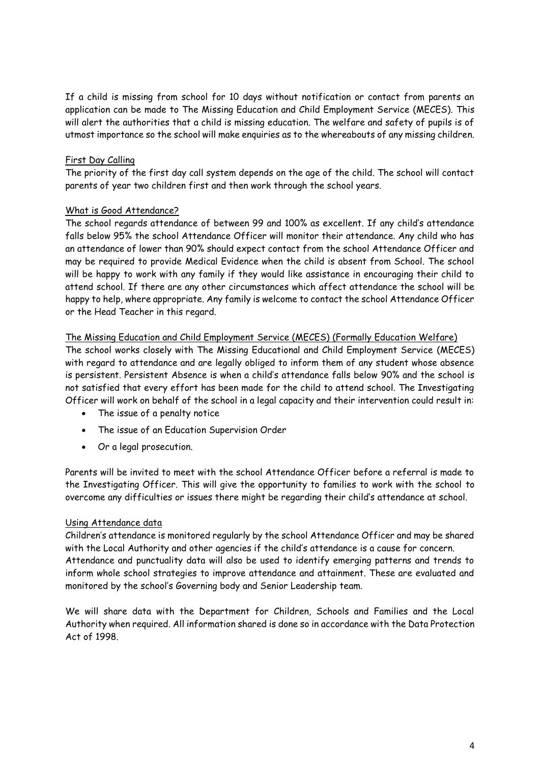If a child is missing from school for 10 days without notification or contact from parents an application can be made to The Missing Education and Child Employment Service (MECES). This will alert the authorities that a child is missing education. The welfare and safety of pupils is of utmost importance so the school will make enquiries as to the whereabouts of any missing children.

## First Day Calling

The priority of the first day call system depends on the age of the child. The school will contact parents of year two children first and then work through the school years.

## What is Good Attendance?

The school regards attendance of between 99 and 100% as excellent. If any child's attendance falls below 95% the school Attendance Officer will monitor their attendance. Any child who has an attendance of lower than 90% should expect contact from the school Attendance Officer and may be required to provide Medical Evidence when the child is absent from School. The school will be happy to work with any family if they would like assistance in encouraging their child to attend school. If there are any other circumstances which affect attendance the school will be happy to help, where appropriate. Any family is welcome to contact the school Attendance Officer or the Head Teacher in this regard.

## The Missing Education and Child Employment Service (MECES) (Formally Education Welfare)

The school works closely with The Missing Educational and Child Employment Service (MECES) with regard to attendance and are legally obliged to inform them of any student whose absence is persistent. Persistent Absence is when a child's attendance falls below 90% and the school is not satisfied that every effort has been made for the child to attend school. The Investigating Officer will work on behalf of the school in a legal capacity and their intervention could result in:

- The issue of a penalty notice
- The issue of an Education Supervision Order
- Or a legal prosecution.

Parents will be invited to meet with the school Attendance Officer before a referral is made to the Investigating Officer. This will give the opportunity to families to work with the school to overcome any difficulties or issues there might be regarding their child's attendance at school.

## Using Attendance data

Children's attendance is monitored regularly by the school Attendance Officer and may be shared with the Local Authority and other agencies if the child's attendance is a cause for concern. Attendance and punctuality data will also be used to identify emerging patterns and trends to inform whole school strategies to improve attendance and attainment. These are evaluated and monitored by the school's Governing body and Senior Leadership team.

We will share data with the Department for Children, Schools and Families and the Local Authority when required. All information shared is done so in accordance with the Data Protection Act of 1998.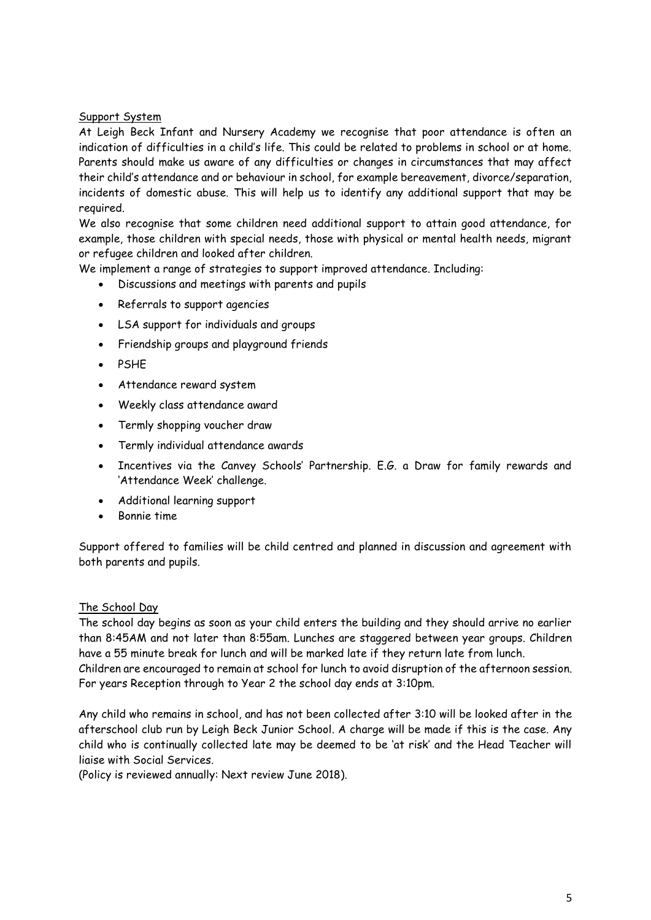## Support System

At Leigh Beck Infant and Nursery Academy we recognise that poor attendance is often an indication of difficulties in a child's life. This could be related to problems in school or at home. Parents should make us aware of any difficulties or changes in circumstances that may affect their child's attendance and or behaviour in school, for example bereavement, divorce/separation, incidents of domestic abuse. This will help us to identify any additional support that may be required.

We also recognise that some children need additional support to attain good attendance, for example, those children with special needs, those with physical or mental health needs, migrant or refugee children and looked after children.

We implement a range of strategies to support improved attendance. Including:

- Discussions and meetings with parents and pupils
- Referrals to support agencies
- LSA support for individuals and groups
- Friendship groups and playground friends
- PSHE
- Attendance reward system
- Weekly class attendance award
- Termly shopping voucher draw
- Termly individual attendance awards
- Incentives via the Canvey Schools' Partnership. E.G. a Draw for family rewards and 'Attendance Week' challenge.
- Additional learning support
- Bonnie time

Support offered to families will be child centred and planned in discussion and agreement with both parents and pupils.

## The School Day

The school day begins as soon as your child enters the building and they should arrive no earlier than 8:45AM and not later than 8:55am. Lunches are staggered between year groups. Children have a 55 minute break for lunch and will be marked late if they return late from lunch.
Children are encouraged to remain at school for lunch to avoid disruption of the afternoon session.
For years Reception through to Year 2 the school day ends at 3:10pm.

Any child who remains in school, and has not been collected after 3:10 will be looked after in the afterschool club run by Leigh Beck Junior School. A charge will be made if this is the case. Any child who is continually collected late may be deemed to be 'at risk' and the Head Teacher will liaise with Social Services.
(Policy is reviewed annually: Next review June 2018).